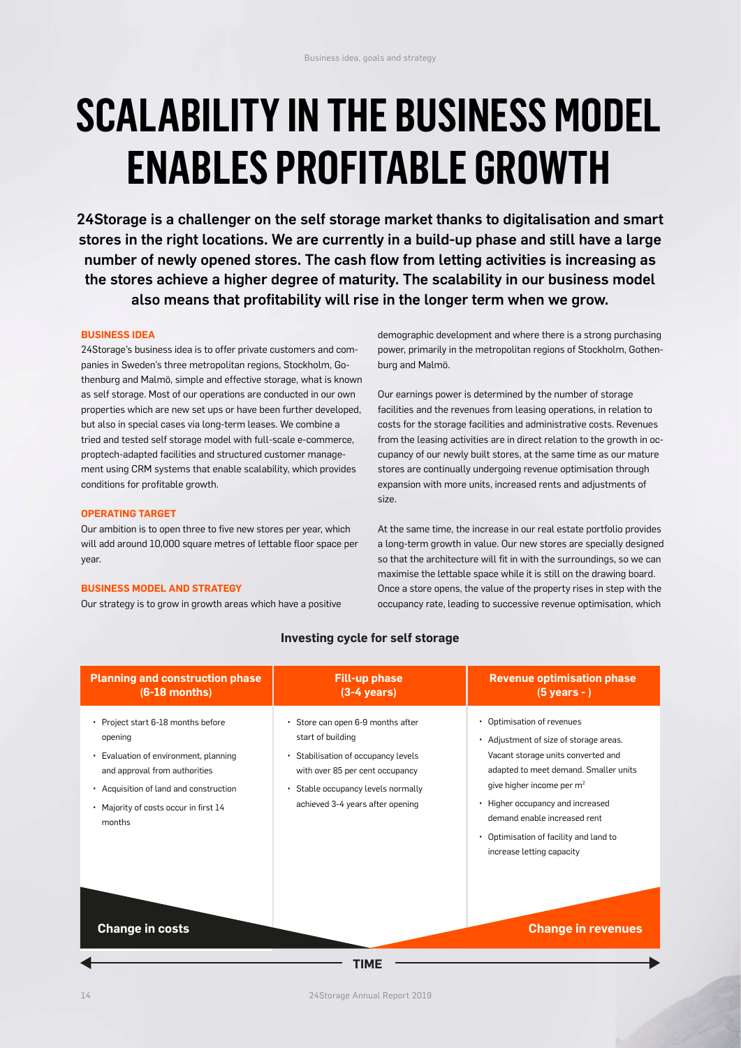# SCALABILITY IN THE BUSINESS MODEL ENABLES PROFITABLE GROWTH

**24Storage is a challenger on the self storage market thanks to digitalisation and smart stores in the right locations. We are currently in a build-up phase and still have a large number of newly opened stores. The cash flow from letting activities is increasing as the stores achieve a higher degree of maturity. The scalability in our business model also means that profitability will rise in the longer term when we grow.**

### BUSINESS IDEA

24Storage's business idea is to offer private customers and companies in Sweden's three metropolitan regions, Stockholm, Gothenburg and Malmö, simple and effective storage, what is known as self storage. Most of our operations are conducted in our own properties which are new set ups or have been further developed, but also in special cases via long-term leases. We combine a tried and tested self storage model with full-scale e-commerce, proptech-adapted facilities and structured customer management using CRM systems that enable scalability, which provides conditions for profitable growth.

### OPERATING TARGET

Our ambition is to open three to five new stores per year, which will add around 10,000 square metres of lettable floor space per year.

### BUSINESS MODEL AND STRATEGY

Our strategy is to grow in growth areas which have a positive demographic development and where there is a strong purchasing power, primarily in the metropolitan regions of Stockholm, Gothenburg and Malmö.

Our earnings power is determined by the number of storage facilities and the revenues from leasing operations, in relation to costs for the storage facilities and administrative costs. Revenues from the leasing activities are in direct relation to the growth in occupancy of our newly built stores, at the same time as our mature stores are continually undergoing revenue optimisation through expansion with more units, increased rents and adjustments of size.

At the same time, the increase in our real estate portfolio provides a long-term growth in value. Our new stores are specially designed so that the architecture will fit in with the surroundings, so we can maximise the lettable space while it is still on the drawing board. Once a store opens, the value of the property rises in step with the occupancy rate, leading to successive revenue optimisation, which

### Investing cycle for self storage

| Planning and construction phase (6-18 months) | Fill-up phase (3-4 years) | Revenue optimisation phase (5 years - ) |
|---|---|---|
| • Project start 6-18 months before opening<br>• Evaluation of environment, planning and approval from authorities<br>• Acquisition of land and construction<br>• Majority of costs occur in first 14 months | • Store can open 6-9 months after start of building<br>• Stabilisation of occupancy levels with over 85 per cent occupancy<br>• Stable occupancy levels normally achieved 3-4 years after opening | • Optimisation of revenues<br>• Adjustment of size of storage areas. Vacant storage units converted and adapted to meet demand. Smaller units give higher income per m$^2$<br>• Higher occupancy and increased demand enable increased rent<br>• Optimisation of facility and land to increase letting capacity |
| Change in costs | | Change in revenues |

TIME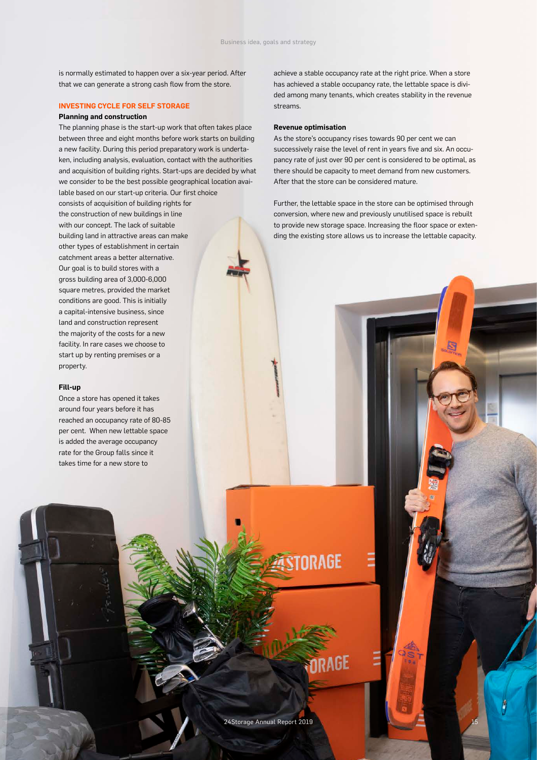is normally estimated to happen over a six-year period. After that we can generate a strong cash flow from the store.

## INVESTING CYCLE FOR SELF STORAGE

### Planning and construction

The planning phase is the start-up work that often takes place between three and eight months before work starts on building a new facility. During this period preparatory work is undertaken, including analysis, evaluation, contact with the authorities and acquisition of building rights. Start-ups are decided by what we consider to be the best possible geographical location available based on our start-up criteria. Our first choice consists of acquisition of building rights for the construction of new buildings in line with our concept. The lack of suitable building land in attractive areas can make other types of establishment in certain catchment areas a better alternative. Our goal is to build stores with a gross building area of 3,000-6,000 square metres, provided the market conditions are good. This is initially a capital-intensive business, since land and construction represent the majority of the costs for a new facility. In rare cases we choose to start up by renting premises or a property.

### Fill-up

Once a store has opened it takes around four years before it has reached an occupancy rate of 80-85 per cent. When new lettable space is added the average occupancy rate for the Group falls since it takes time for a new store to achieve a stable occupancy rate at the right price. When a store has achieved a stable occupancy rate, the lettable space is divided among many tenants, which creates stability in the revenue streams.

### Revenue optimisation

As the store's occupancy rises towards 90 per cent we can successively raise the level of rent in years five and six. An occupancy rate of just over 90 per cent is considered to be optimal, as there should be capacity to meet demand from new customers. After that the store can be considered mature.

Further, the lettable space in the store can be optimised through conversion, where new and previously unutilised space is rebuilt to provide new storage space. Increasing the floor space or extending the existing store allows us to increase the lettable capacity.